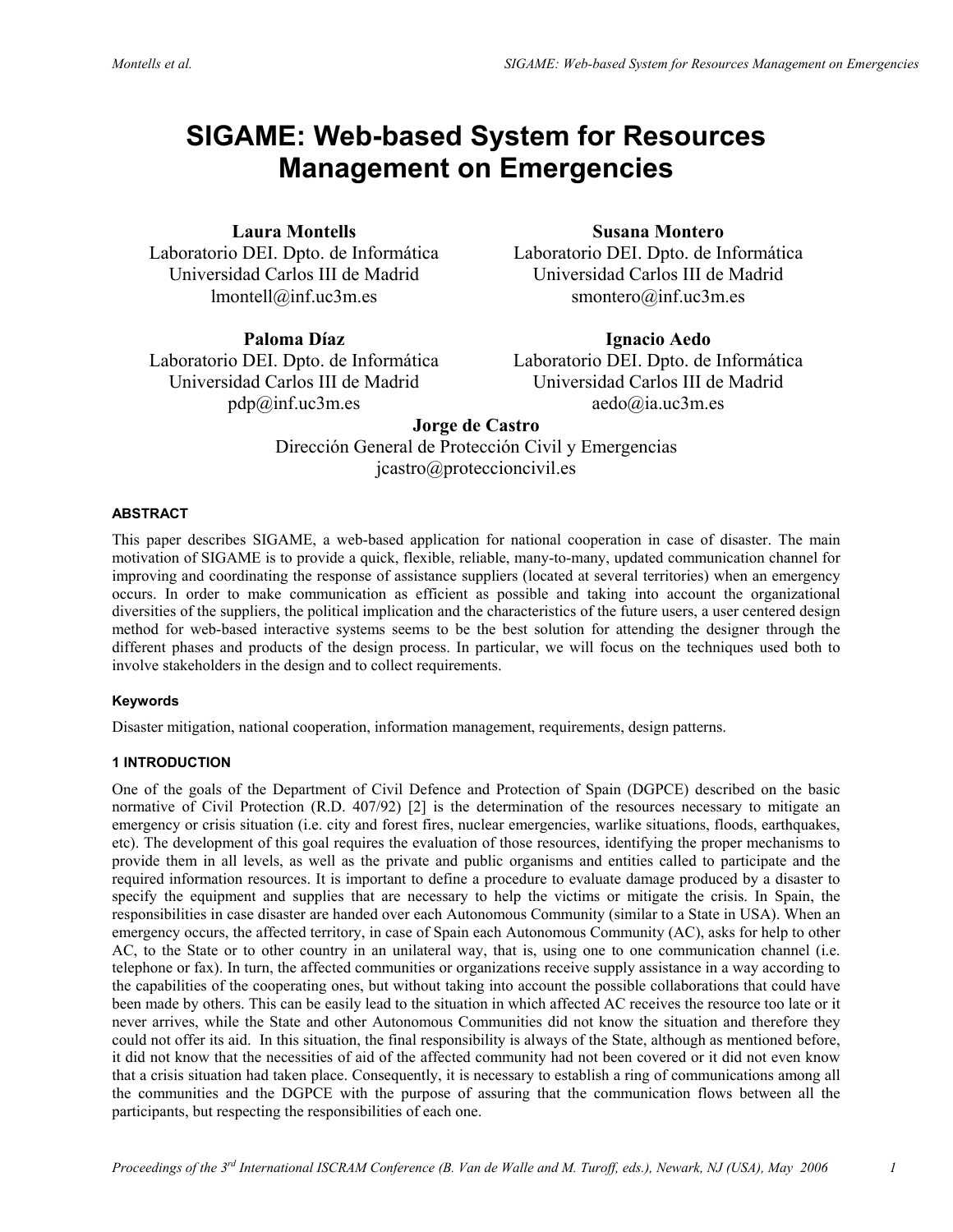# SIGAME: Web-based System for Resources Management on Emergencies

**Laura Montells**
Laboratorio DEI. Dpto. de Informática
Universidad Carlos III de Madrid
lmontell@inf.uc3m.es

**Susana Montero**
Laboratorio DEI. Dpto. de Informática
Universidad Carlos III de Madrid
smontero@inf.uc3m.es

**Paloma Díaz**
Laboratorio DEI. Dpto. de Informática
Universidad Carlos III de Madrid
pdp@inf.uc3m.es

**Ignacio Aedo**
Laboratorio DEI. Dpto. de Informática
Universidad Carlos III de Madrid
aedo@ia.uc3m.es

**Jorge de Castro**
Dirección General de Protección Civil y Emergencias
jcastro@proteccioncivil.es

#### ABSTRACT

This paper describes SIGAME, a web-based application for national cooperation in case of disaster. The main motivation of SIGAME is to provide a quick, flexible, reliable, many-to-many, updated communication channel for improving and coordinating the response of assistance suppliers (located at several territories) when an emergency occurs. In order to make communication as efficient as possible and taking into account the organizational diversities of the suppliers, the political implication and the characteristics of the future users, a user centered design method for web-based interactive systems seems to be the best solution for attending the designer through the different phases and products of the design process. In particular, we will focus on the techniques used both to involve stakeholders in the design and to collect requirements.

#### Keywords

Disaster mitigation, national cooperation, information management, requirements, design patterns.

#### 1 INTRODUCTION

One of the goals of the Department of Civil Defence and Protection of Spain (DGPCE) described on the basic normative of Civil Protection (R.D. 407/92) [2] is the determination of the resources necessary to mitigate an emergency or crisis situation (i.e. city and forest fires, nuclear emergencies, warlike situations, floods, earthquakes, etc). The development of this goal requires the evaluation of those resources, identifying the proper mechanisms to provide them in all levels, as well as the private and public organisms and entities called to participate and the required information resources. It is important to define a procedure to evaluate damage produced by a disaster to specify the equipment and supplies that are necessary to help the victims or mitigate the crisis. In Spain, the responsibilities in case disaster are handed over each Autonomous Community (similar to a State in USA). When an emergency occurs, the affected territory, in case of Spain each Autonomous Community (AC), asks for help to other AC, to the State or to other country in an unilateral way, that is, using one to one communication channel (i.e. telephone or fax). In turn, the affected communities or organizations receive supply assistance in a way according to the capabilities of the cooperating ones, but without taking into account the possible collaborations that could have been made by others. This can be easily lead to the situation in which affected AC receives the resource too late or it never arrives, while the State and other Autonomous Communities did not know the situation and therefore they could not offer its aid. In this situation, the final responsibility is always of the State, although as mentioned before, it did not know that the necessities of aid of the affected community had not been covered or it did not even know that a crisis situation had taken place. Consequently, it is necessary to establish a ring of communications among all the communities and the DGPCE with the purpose of assuring that the communication flows between all the participants, but respecting the responsibilities of each one.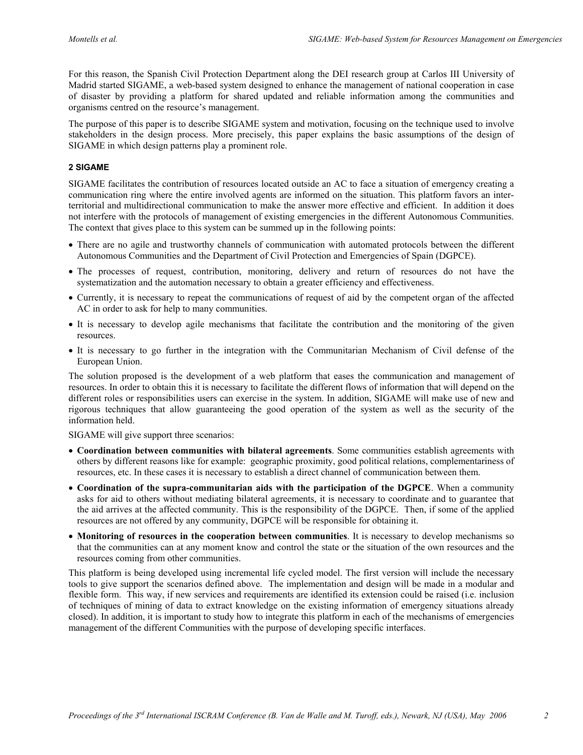For this reason, the Spanish Civil Protection Department along the DEI research group at Carlos III University of Madrid started SIGAME, a web-based system designed to enhance the management of national cooperation in case of disaster by providing a platform for shared updated and reliable information among the communities and organisms centred on the resource's management.

The purpose of this paper is to describe SIGAME system and motivation, focusing on the technique used to involve stakeholders in the design process. More precisely, this paper explains the basic assumptions of the design of SIGAME in which design patterns play a prominent role.

## 2 SIGAME

SIGAME facilitates the contribution of resources located outside an AC to face a situation of emergency creating a communication ring where the entire involved agents are informed on the situation. This platform favors an inter-territorial and multidirectional communication to make the answer more effective and efficient. In addition it does not interfere with the protocols of management of existing emergencies in the different Autonomous Communities. The context that gives place to this system can be summed up in the following points:

- There are no agile and trustworthy channels of communication with automated protocols between the different Autonomous Communities and the Department of Civil Protection and Emergencies of Spain (DGPCE).
- The processes of request, contribution, monitoring, delivery and return of resources do not have the systematization and the automation necessary to obtain a greater efficiency and effectiveness.
- Currently, it is necessary to repeat the communications of request of aid by the competent organ of the affected AC in order to ask for help to many communities.
- It is necessary to develop agile mechanisms that facilitate the contribution and the monitoring of the given resources.
- It is necessary to go further in the integration with the Communitarian Mechanism of Civil defense of the European Union.

The solution proposed is the development of a web platform that eases the communication and management of resources. In order to obtain this it is necessary to facilitate the different flows of information that will depend on the different roles or responsibilities users can exercise in the system. In addition, SIGAME will make use of new and rigorous techniques that allow guaranteeing the good operation of the system as well as the security of the information held.

SIGAME will give support three scenarios:

- **Coordination between communities with bilateral agreements**. Some communities establish agreements with others by different reasons like for example: geographic proximity, good political relations, complementariness of resources, etc. In these cases it is necessary to establish a direct channel of communication between them.
- **Coordination of the supra-communitarian aids with the participation of the DGPCE**. When a community asks for aid to others without mediating bilateral agreements, it is necessary to coordinate and to guarantee that the aid arrives at the affected community. This is the responsibility of the DGPCE. Then, if some of the applied resources are not offered by any community, DGPCE will be responsible for obtaining it.
- **Monitoring of resources in the cooperation between communities**. It is necessary to develop mechanisms so that the communities can at any moment know and control the state or the situation of the own resources and the resources coming from other communities.

This platform is being developed using incremental life cycled model. The first version will include the necessary tools to give support the scenarios defined above. The implementation and design will be made in a modular and flexible form. This way, if new services and requirements are identified its extension could be raised (i.e. inclusion of techniques of mining of data to extract knowledge on the existing information of emergency situations already closed). In addition, it is important to study how to integrate this platform in each of the mechanisms of emergencies management of the different Communities with the purpose of developing specific interfaces.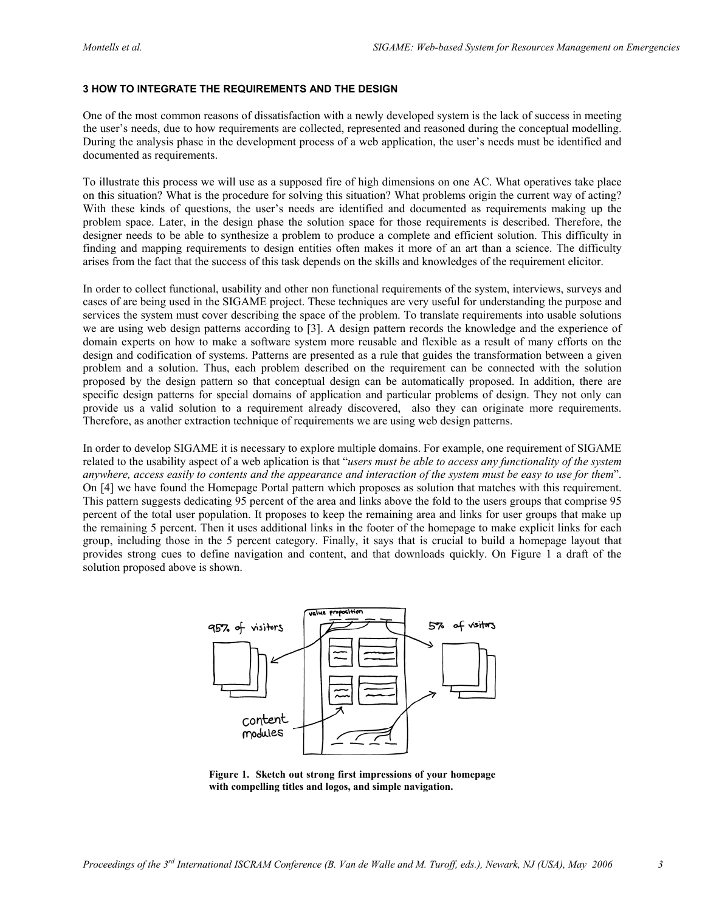### 3 HOW TO INTEGRATE THE REQUIREMENTS AND THE DESIGN

One of the most common reasons of dissatisfaction with a newly developed system is the lack of success in meeting the user's needs, due to how requirements are collected, represented and reasoned during the conceptual modelling. During the analysis phase in the development process of a web application, the user's needs must be identified and documented as requirements.

To illustrate this process we will use as a supposed fire of high dimensions on one AC. What operatives take place on this situation? What is the procedure for solving this situation? What problems origin the current way of acting? With these kinds of questions, the user's needs are identified and documented as requirements making up the problem space. Later, in the design phase the solution space for those requirements is described. Therefore, the designer needs to be able to synthesize a problem to produce a complete and efficient solution. This difficulty in finding and mapping requirements to design entities often makes it more of an art than a science. The difficulty arises from the fact that the success of this task depends on the skills and knowledges of the requirement elicitor.

In order to collect functional, usability and other non functional requirements of the system, interviews, surveys and cases of are being used in the SIGAME project. These techniques are very useful for understanding the purpose and services the system must cover describing the space of the problem. To translate requirements into usable solutions we are using web design patterns according to [3]. A design pattern records the knowledge and the experience of domain experts on how to make a software system more reusable and flexible as a result of many efforts on the design and codification of systems. Patterns are presented as a rule that guides the transformation between a given problem and a solution. Thus, each problem described on the requirement can be connected with the solution proposed by the design pattern so that conceptual design can be automatically proposed. In addition, there are specific design patterns for special domains of application and particular problems of design. They not only can provide us a valid solution to a requirement already discovered, also they can originate more requirements. Therefore, as another extraction technique of requirements we are using web design patterns.

In order to develop SIGAME it is necessary to explore multiple domains. For example, one requirement of SIGAME related to the usability aspect of a web aplication is that "*users must be able to access any functionality of the system anywhere, access easily to contents and the appearance and interaction of the system must be easy to use for them*". On [4] we have found the Homepage Portal pattern which proposes as solution that matches with this requirement. This pattern suggests dedicating 95 percent of the area and links above the fold to the users groups that comprise 95 percent of the total user population. It proposes to keep the remaining area and links for user groups that make up the remaining 5 percent. Then it uses additional links in the footer of the homepage to make explicit links for each group, including those in the 5 percent category. Finally, it says that is crucial to build a homepage layout that provides strong cues to define navigation and content, and that downloads quickly. On Figure 1 a draft of the solution proposed above is shown.

**Figure 1. Sketch out strong first impressions of your homepage with compelling titles and logos, and simple navigation.**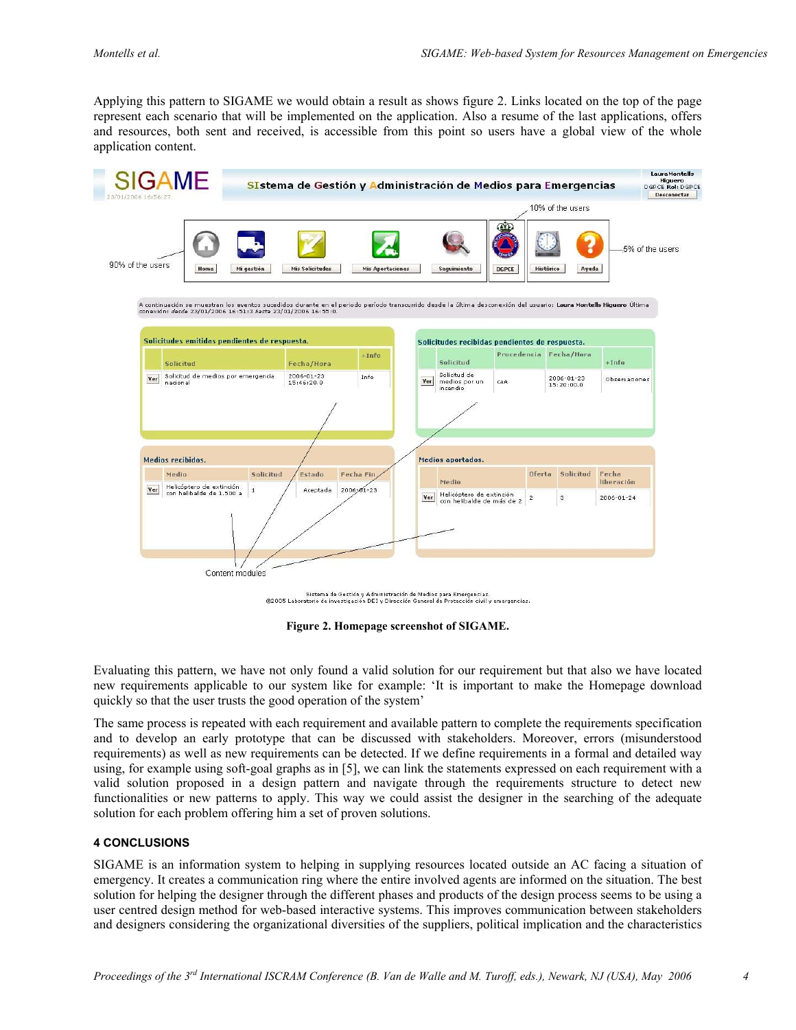Applying this pattern to SIGAME we would obtain a result as shows figure 2. Links located on the top of the page represent each scenario that will be implemented on the application. Also a resume of the last applications, offers and resources, both sent and received, is accessible from this point so users have a global view of the whole application content.

**Figure 2. Homepage screenshot of SIGAME.**

Evaluating this pattern, we have not only found a valid solution for our requirement but that also we have located new requirements applicable to our system like for example: 'It is important to make the Homepage download quickly so that the user trusts the good operation of the system'

The same process is repeated with each requirement and available pattern to complete the requirements specification and to develop an early prototype that can be discussed with stakeholders. Moreover, errors (misunderstood requirements) as well as new requirements can be detected. If we define requirements in a formal and detailed way using, for example using soft-goal graphs as in [5], we can link the statements expressed on each requirement with a valid solution proposed in a design pattern and navigate through the requirements structure to detect new functionalities or new patterns to apply. This way we could assist the designer in the searching of the adequate solution for each problem offering him a set of proven solutions.

## 4 CONCLUSIONS

SIGAME is an information system to helping in supplying resources located outside an AC facing a situation of emergency. It creates a communication ring where the entire involved agents are informed on the situation. The best solution for helping the designer through the different phases and products of the design process seems to be using a user centred design method for web-based interactive systems. This improves communication between stakeholders and designers considering the organizational diversities of the suppliers, political implication and the characteristics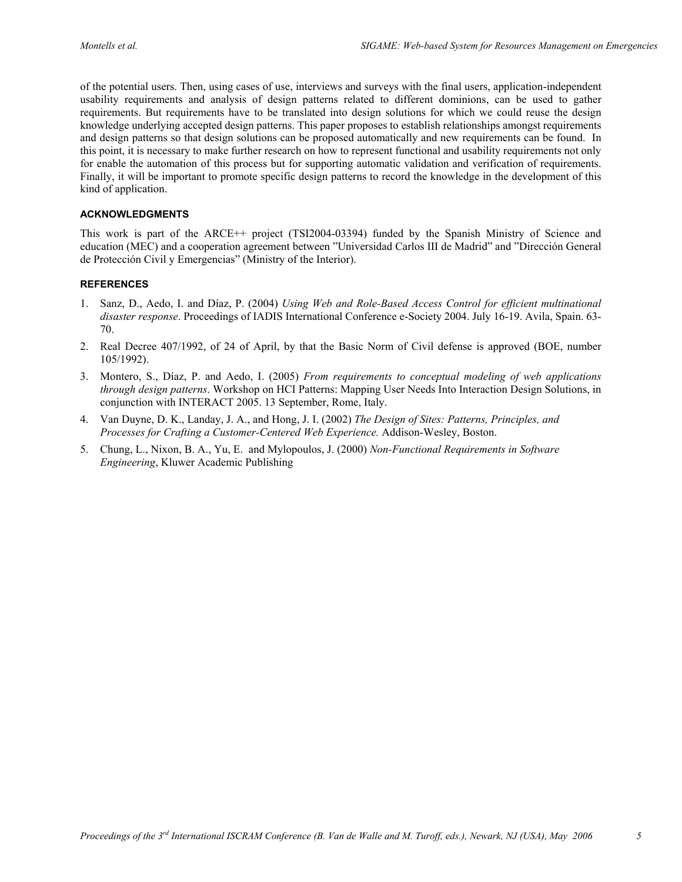of the potential users. Then, using cases of use, interviews and surveys with the final users, application-independent usability requirements and analysis of design patterns related to different dominions, can be used to gather requirements. But requirements have to be translated into design solutions for which we could reuse the design knowledge underlying accepted design patterns. This paper proposes to establish relationships amongst requirements and design patterns so that design solutions can be proposed automatically and new requirements can be found. In this point, it is necessary to make further research on how to represent functional and usability requirements not only for enable the automation of this process but for supporting automatic validation and verification of requirements. Finally, it will be important to promote specific design patterns to record the knowledge in the development of this kind of application.

### ACKNOWLEDGMENTS

This work is part of the ARCE++ project (TSI2004-03394) funded by the Spanish Ministry of Science and education (MEC) and a cooperation agreement between "Universidad Carlos III de Madrid" and "Dirección General de Protección Civil y Emergencias" (Ministry of the Interior).

### REFERENCES

1. Sanz, D., Aedo, I. and Díaz, P. (2004) *Using Web and Role-Based Access Control for efficient multinational disaster response*. Proceedings of IADIS International Conference e-Society 2004. July 16-19. Avila, Spain. 63-70.
2. Real Decree 407/1992, of 24 of April, by that the Basic Norm of Civil defense is approved (BOE, number 105/1992).
3. Montero, S., Díaz, P. and Aedo, I. (2005) *From requirements to conceptual modeling of web applications through design patterns*. Workshop on HCI Patterns: Mapping User Needs Into Interaction Design Solutions, in conjunction with INTERACT 2005. 13 September, Rome, Italy.
4. Van Duyne, D. K., Landay, J. A., and Hong, J. I. (2002) *The Design of Sites: Patterns, Principles, and Processes for Crafting a Customer-Centered Web Experience.* Addison-Wesley, Boston.
5. Chung, L., Nixon, B. A., Yu, E. and Mylopoulos, J. (2000) *Non-Functional Requirements in Software Engineering*, Kluwer Academic Publishing